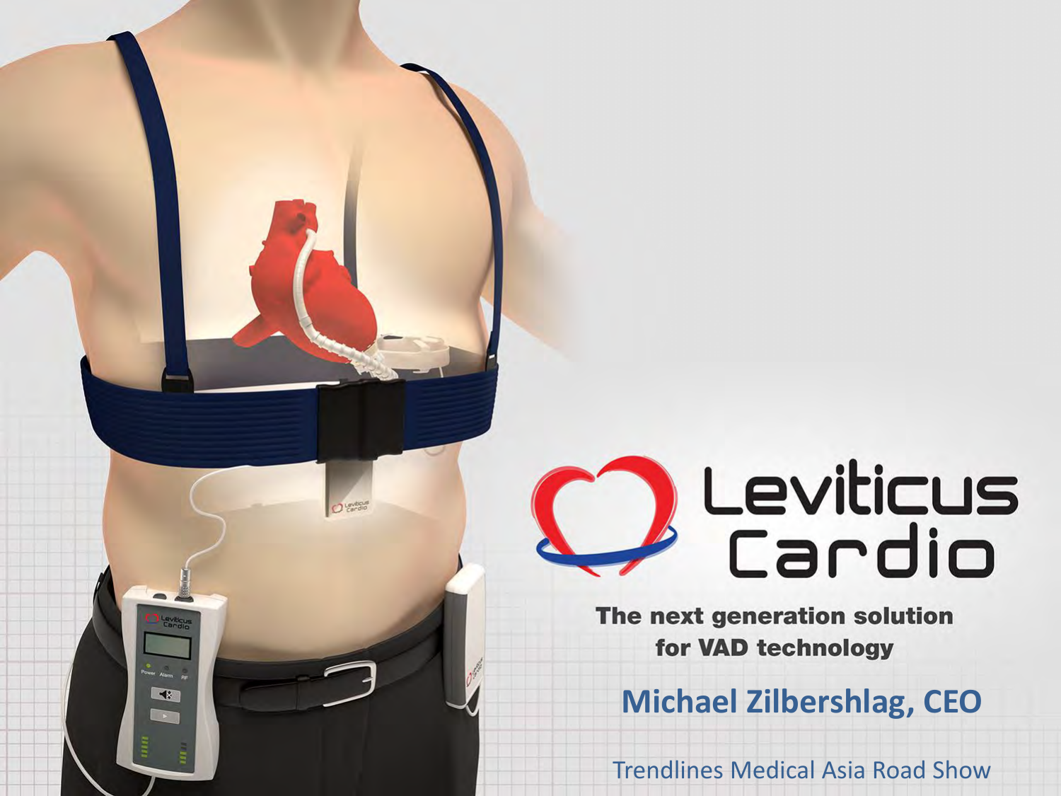# Leviticus Cardio

**The next generation solution for VAD technology**

**Michael Zilbershlag, CEO**

Trendlines Medical Asia Road Show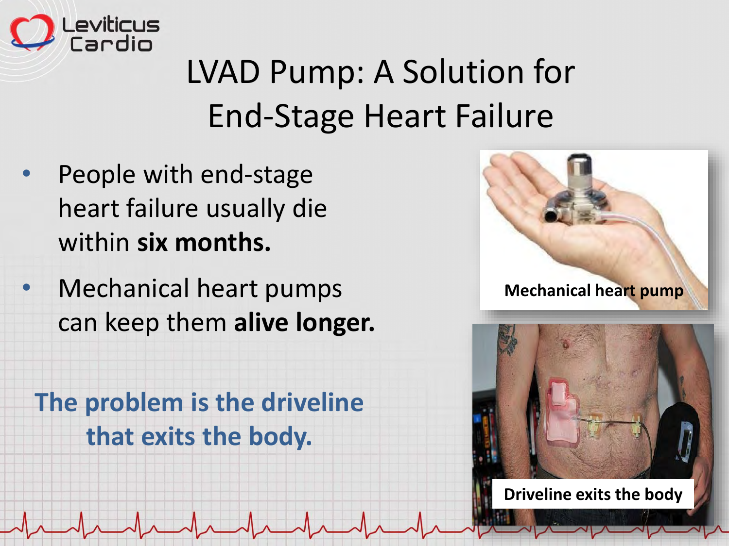# LVAD Pump: A Solution for End-Stage Heart Failure

- People with end-stage heart failure usually die within **six months.**
- Mechanical heart pumps can keep them **alive longer.**

**The problem is the driveline that exits the body.**

Mechanical heart pump

Driveline exits the body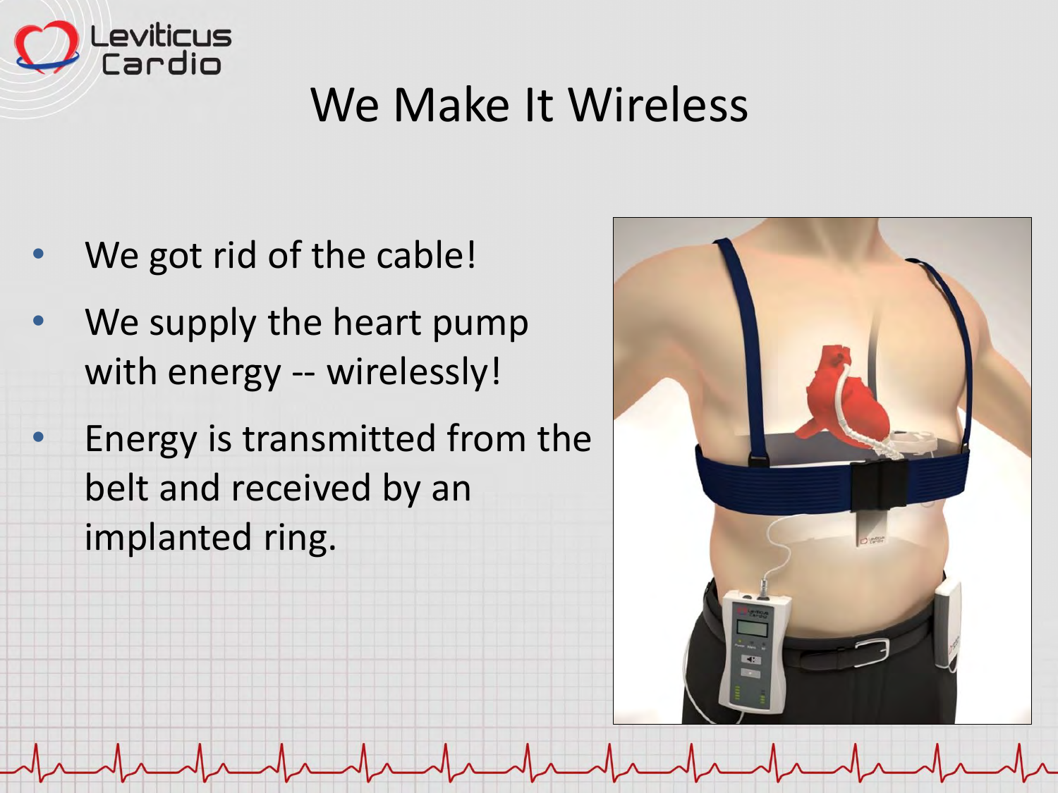# We Make It Wireless

- We got rid of the cable!
- We supply the heart pump with energy -- wirelessly!
- Energy is transmitted from the belt and received by an implanted ring.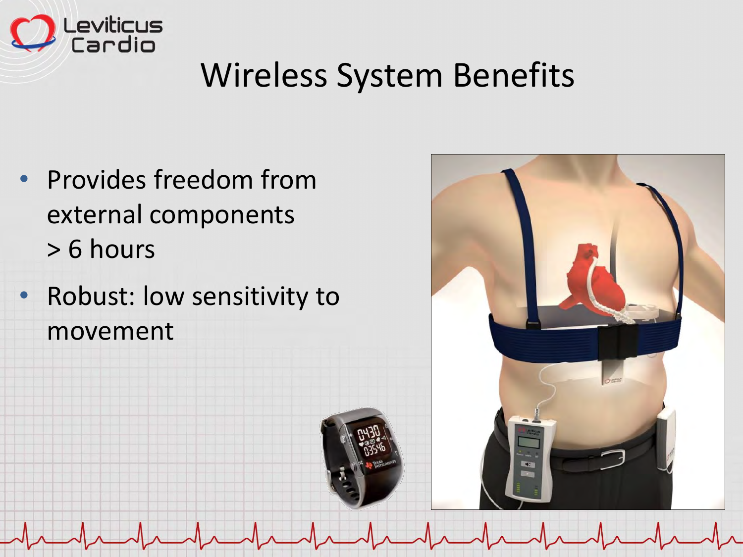# Wireless System Benefits

- Provides freedom from external components > 6 hours
- Robust: low sensitivity to movement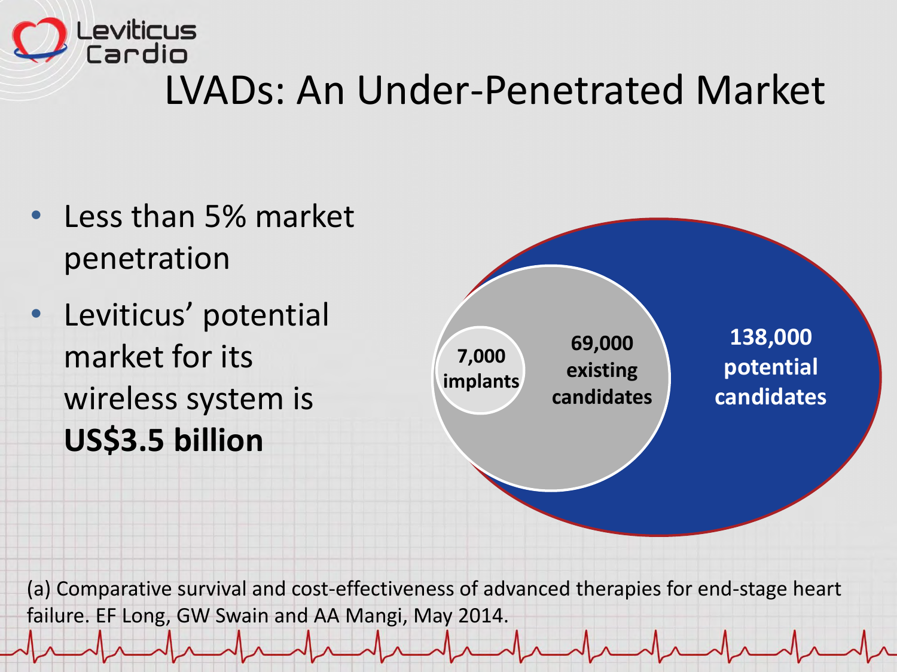# LVADs: An Under-Penetrated Market

- Less than 5% market penetration
- Leviticus' potential market for its wireless system is **US$3.5 billion**

7,000 implants

69,000 existing candidates

138,000 potential candidates

(a) Comparative survival and cost-effectiveness of advanced therapies for end-stage heart failure. EF Long, GW Swain and AA Mangi, May 2014.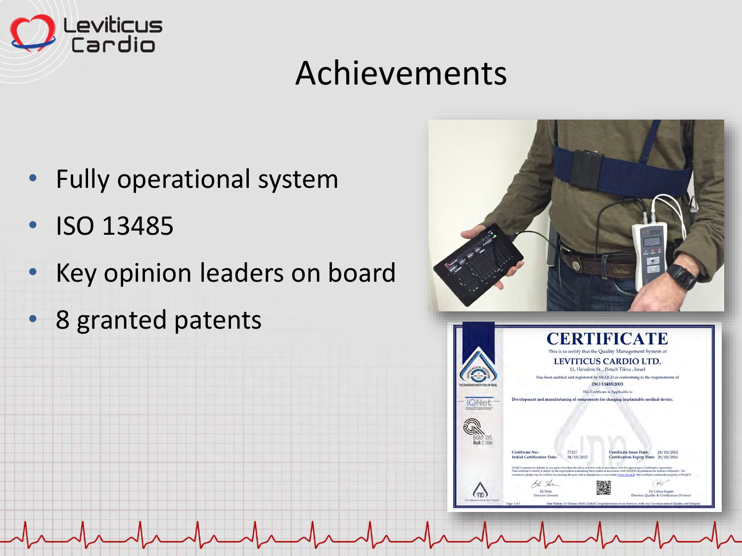# Achievements

- Fully operational system
- ISO 13485
- Key opinion leaders on board
- 8 granted patents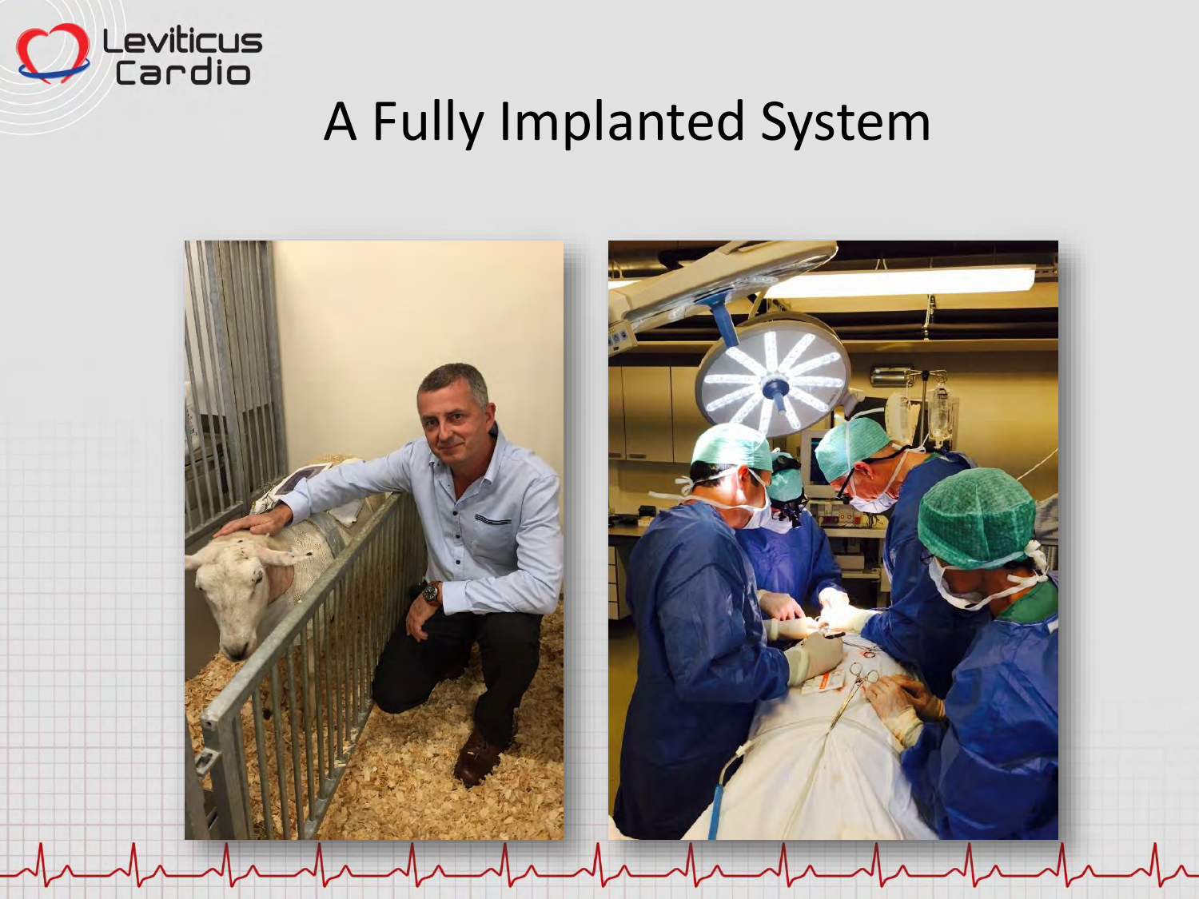# A Fully Implanted System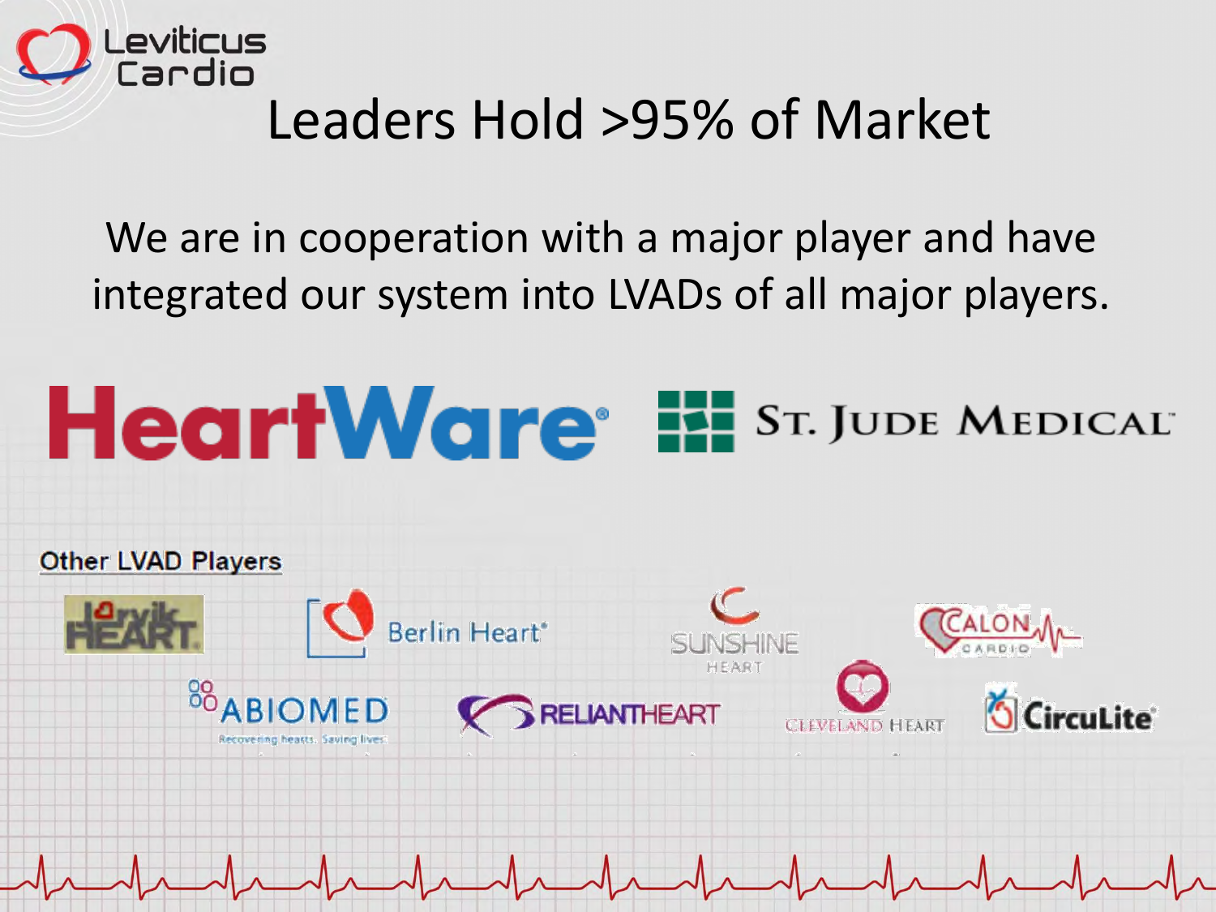# Leaders Hold >95% of Market

We are in cooperation with a major player and have integrated our system into LVADs of all major players.

HeartWare

St. Jude Medical

**Other LVAD Players**

- Jarvik Heart
- Berlin Heart
- Sunshine Heart
- Calon Cardio
- Abiomed — Recovering hearts. Saving lives.
- ReliantHeart
- Cleveland Heart
- CircuLite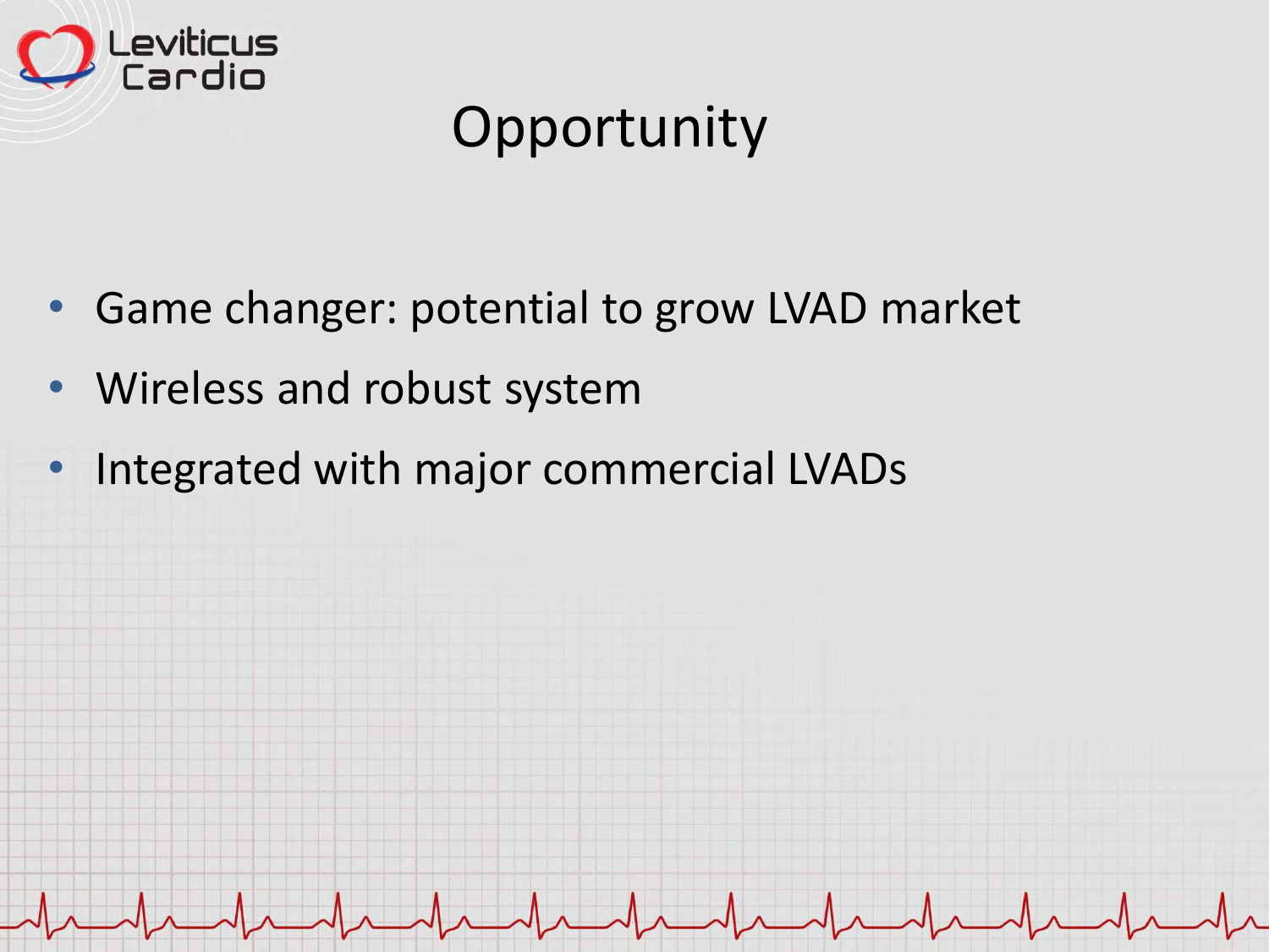# Opportunity

- Game changer: potential to grow LVAD market
- Wireless and robust system
- Integrated with major commercial LVADs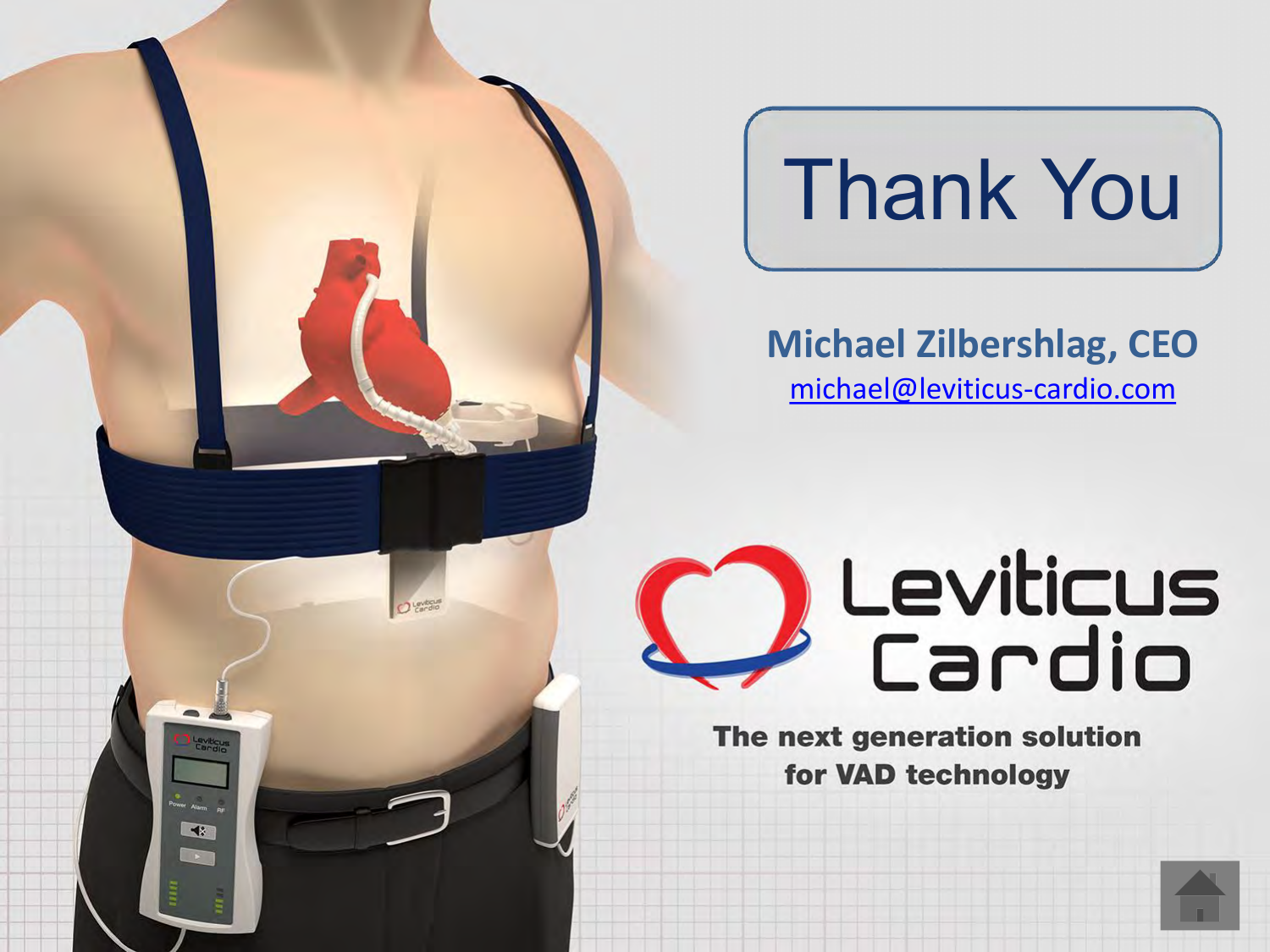# Thank You

**Michael Zilbershlag, CEO**

michael@leviticus-cardio.com

Leviticus Cardio

**The next generation solution for VAD technology**